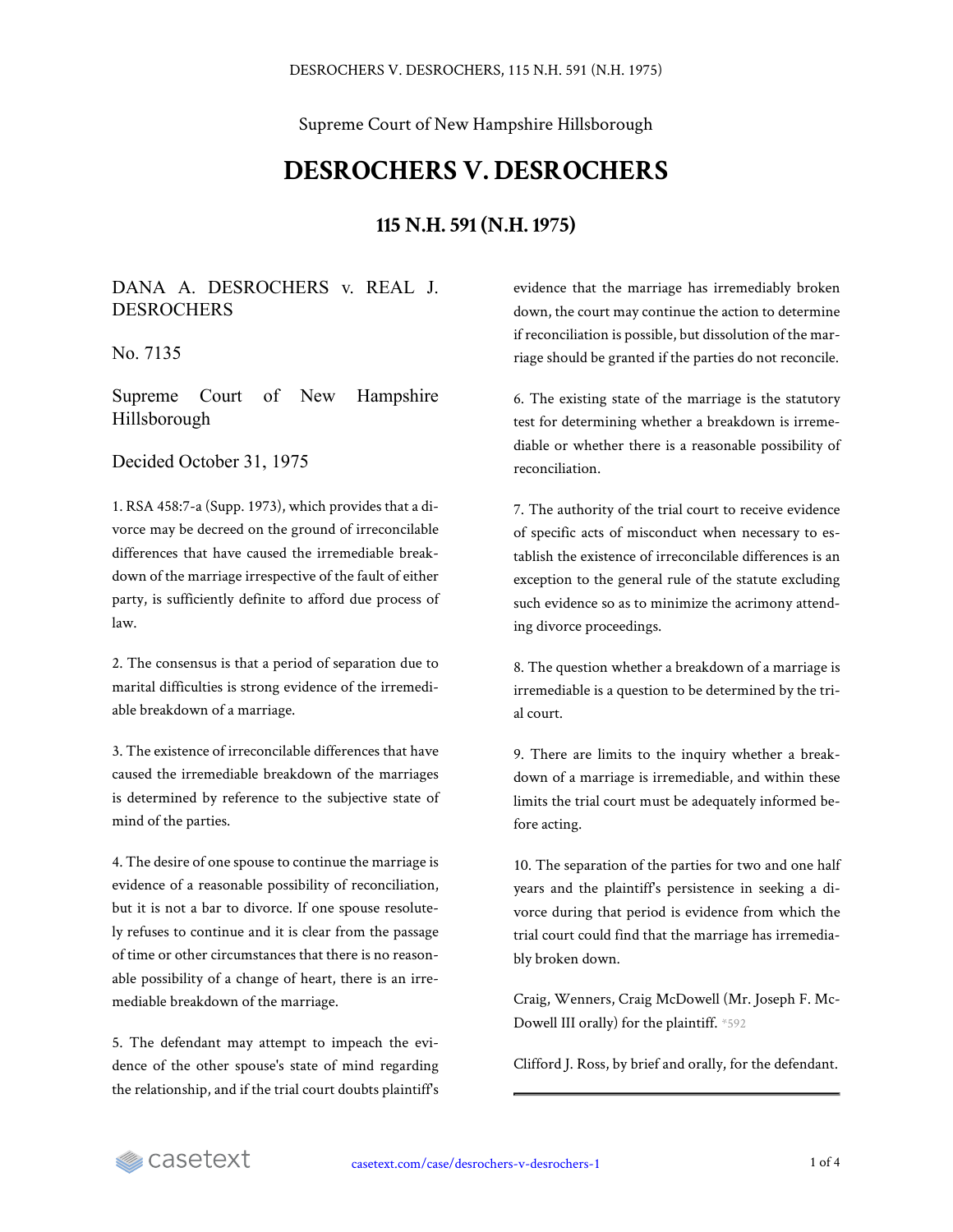Supreme Court of New Hampshire Hillsborough

# DESROCHERS V. DESROCHERS

## 115 N.H. 591 (N.H. 1975)

DANA A. DESROCHERS v. REAL J. DESROCHERS

No. 7135

Supreme Court of New Hampshire Hillsborough

Decided October 31, 1975

1. RSA 458:7-a (Supp. 1973), which provides that a divorce may be decreed on the ground of irreconcilable differences that have caused the irremediable breakdown of the marriage irrespective of the fault of either party, is sufficiently definite to afford due process of law.

2. The consensus is that a period of separation due to marital difficulties is strong evidence of the irremediable breakdown of a marriage.

3. The existence of irreconcilable differences that have caused the irremediable breakdown of the marriages is determined by reference to the subjective state of mind of the parties.

4. The desire of one spouse to continue the marriage is evidence of a reasonable possibility of reconciliation, but it is not a bar to divorce. If one spouse resolutely refuses to continue and it is clear from the passage of time or other circumstances that there is no reasonable possibility of a change of heart, there is an irremediable breakdown of the marriage.

5. The defendant may attempt to impeach the evidence of the other spouse's state of mind regarding the relationship, and if the trial court doubts plaintiff's evidence that the marriage has irremediably broken down, the court may continue the action to determine if reconciliation is possible, but dissolution of the marriage should be granted if the parties do not reconcile.

6. The existing state of the marriage is the statutory test for determining whether a breakdown is irremediable or whether there is a reasonable possibility of reconciliation.

7. The authority of the trial court to receive evidence of specific acts of misconduct when necessary to establish the existence of irreconcilable differences is an exception to the general rule of the statute excluding such evidence so as to minimize the acrimony attending divorce proceedings.

8. The question whether a breakdown of a marriage is irremediable is a question to be determined by the trial court.

9. There are limits to the inquiry whether a breakdown of a marriage is irremediable, and within these limits the trial court must be adequately informed before acting.

10. The separation of the parties for two and one half years and the plaintiff's persistence in seeking a divorce during that period is evidence from which the trial court could find that the marriage has irremediably broken down.

Craig, Wenners, Craig McDowell (Mr. Joseph F. McDowell III orally) for the plaintiff. *592

Clifford J. Ross, by brief and orally, for the defendant.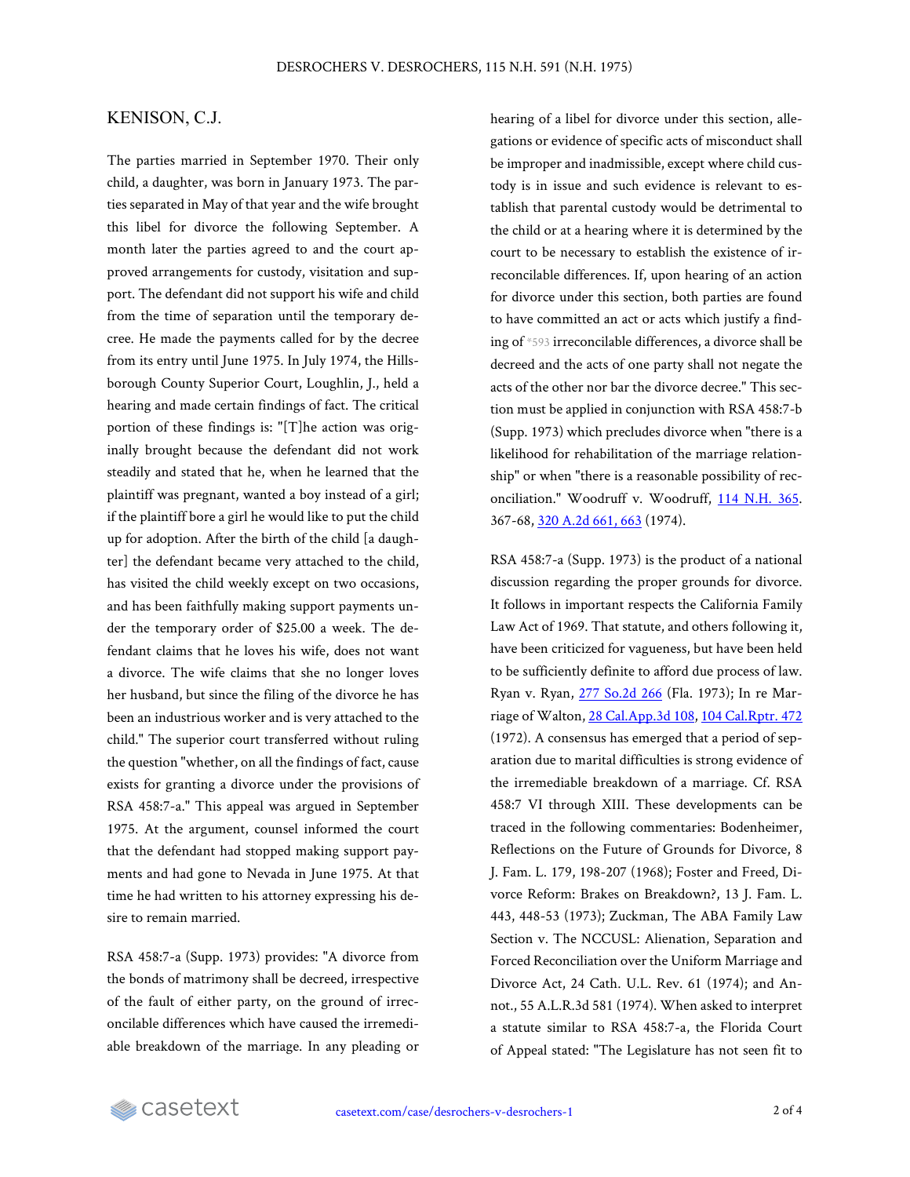KENISON, C.J.

The parties married in September 1970. Their only child, a daughter, was born in January 1973. The parties separated in May of that year and the wife brought this libel for divorce the following September. A month later the parties agreed to and the court approved arrangements for custody, visitation and support. The defendant did not support his wife and child from the time of separation until the temporary decree. He made the payments called for by the decree from its entry until June 1975. In July 1974, the Hillsborough County Superior Court, Loughlin, J., held a hearing and made certain findings of fact. The critical portion of these findings is: "[T]he action was originally brought because the defendant did not work steadily and stated that he, when he learned that the plaintiff was pregnant, wanted a boy instead of a girl; if the plaintiff bore a girl he would like to put the child up for adoption. After the birth of the child [a daughter] the defendant became very attached to the child, has visited the child weekly except on two occasions, and has been faithfully making support payments under the temporary order of $25.00 a week. The defendant claims that he loves his wife, does not want a divorce. The wife claims that she no longer loves her husband, but since the filing of the divorce he has been an industrious worker and is very attached to the child." The superior court transferred without ruling the question "whether, on all the findings of fact, cause exists for granting a divorce under the provisions of RSA 458:7-a." This appeal was argued in September 1975. At the argument, counsel informed the court that the defendant had stopped making support payments and had gone to Nevada in June 1975. At that time he had written to his attorney expressing his desire to remain married.

RSA 458:7-a (Supp. 1973) provides: "A divorce from the bonds of matrimony shall be decreed, irrespective of the fault of either party, on the ground of irreconcilable differences which have caused the irremediable breakdown of the marriage. In any pleading or hearing of a libel for divorce under this section, allegations or evidence of specific acts of misconduct shall be improper and inadmissible, except where child custody is in issue and such evidence is relevant to establish that parental custody would be detrimental to the child or at a hearing where it is determined by the court to be necessary to establish the existence of irreconcilable differences. If, upon hearing of an action for divorce under this section, both parties are found to have committed an act or acts which justify a finding of *593 irreconcilable differences, a divorce shall be decreed and the acts of one party shall not negate the acts of the other nor bar the divorce decree." This section must be applied in conjunction with RSA 458:7-b (Supp. 1973) which precludes divorce when "there is a likelihood for rehabilitation of the marriage relationship" or when "there is a reasonable possibility of reconciliation." Woodruff v. Woodruff, 114 N.H. 365. 367-68, 320 A.2d 661, 663 (1974).

RSA 458:7-a (Supp. 1973) is the product of a national discussion regarding the proper grounds for divorce. It follows in important respects the California Family Law Act of 1969. That statute, and others following it, have been criticized for vagueness, but have been held to be sufficiently definite to afford due process of law. Ryan v. Ryan, 277 So.2d 266 (Fla. 1973); In re Marriage of Walton, 28 Cal.App.3d 108, 104 Cal.Rptr. 472 (1972). A consensus has emerged that a period of separation due to marital difficulties is strong evidence of the irremediable breakdown of a marriage. Cf. RSA 458:7 VI through XIII. These developments can be traced in the following commentaries: Bodenheimer, Reflections on the Future of Grounds for Divorce, 8 J. Fam. L. 179, 198-207 (1968); Foster and Freed, Divorce Reform: Brakes on Breakdown?, 13 J. Fam. L. 443, 448-53 (1973); Zuckman, The ABA Family Law Section v. The NCCUSL: Alienation, Separation and Forced Reconciliation over the Uniform Marriage and Divorce Act, 24 Cath. U.L. Rev. 61 (1974); and Annot., 55 A.L.R.3d 581 (1974). When asked to interpret a statute similar to RSA 458:7-a, the Florida Court of Appeal stated: "The Legislature has not seen fit to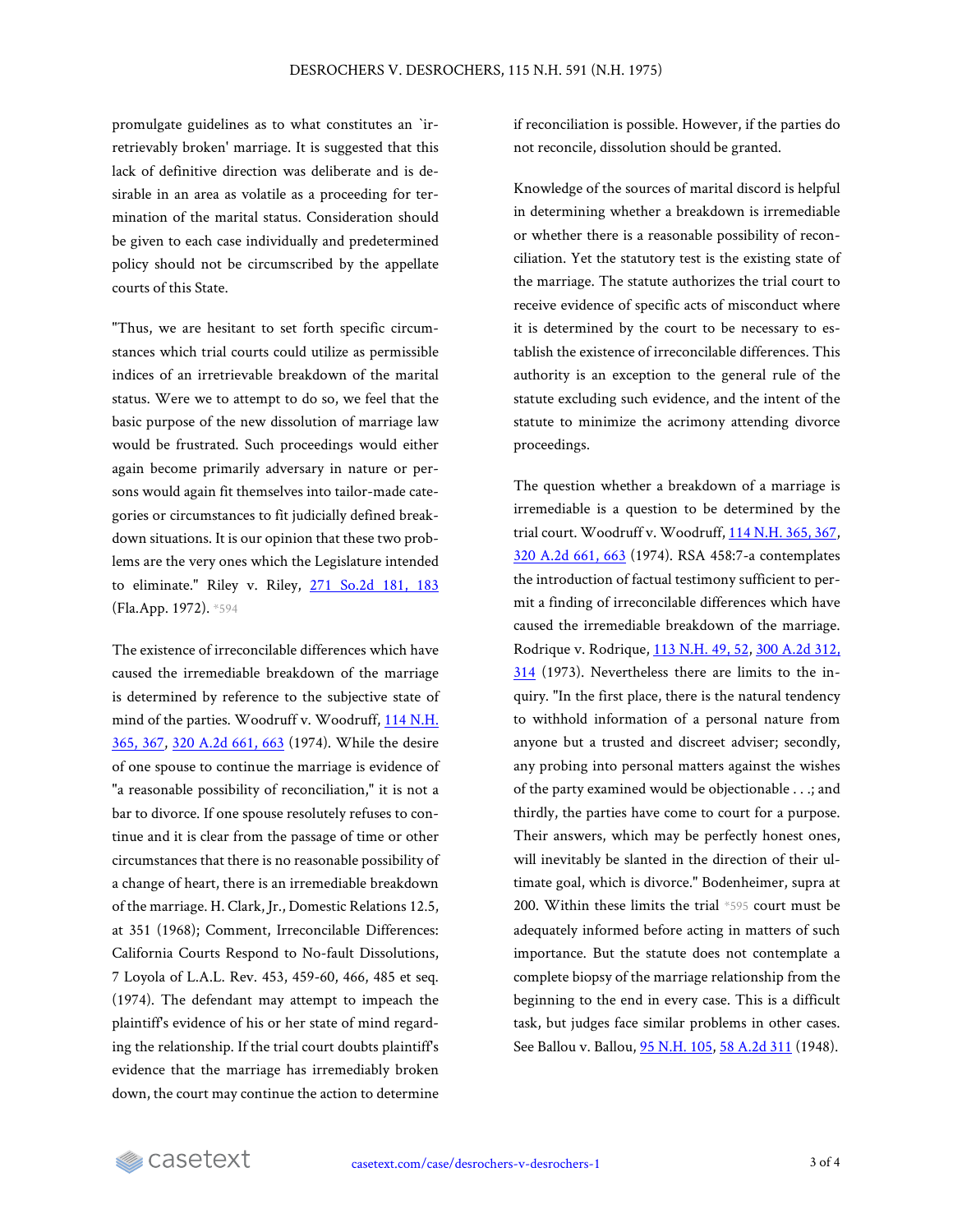promulgate guidelines as to what constitutes an `irretrievably broken' marriage. It is suggested that this lack of definitive direction was deliberate and is desirable in an area as volatile as a proceeding for termination of the marital status. Consideration should be given to each case individually and predetermined policy should not be circumscribed by the appellate courts of this State.

"Thus, we are hesitant to set forth specific circumstances which trial courts could utilize as permissible indices of an irretrievable breakdown of the marital status. Were we to attempt to do so, we feel that the basic purpose of the new dissolution of marriage law would be frustrated. Such proceedings would either again become primarily adversary in nature or persons would again fit themselves into tailor-made categories or circumstances to fit judicially defined breakdown situations. It is our opinion that these two problems are the very ones which the Legislature intended to eliminate." Riley v. Riley, 271 So.2d 181, 183 (Fla.App. 1972). *594

The existence of irreconcilable differences which have caused the irremediable breakdown of the marriage is determined by reference to the subjective state of mind of the parties. Woodruff v. Woodruff, 114 N.H. 365, 367, 320 A.2d 661, 663 (1974). While the desire of one spouse to continue the marriage is evidence of "a reasonable possibility of reconciliation," it is not a bar to divorce. If one spouse resolutely refuses to continue and it is clear from the passage of time or other circumstances that there is no reasonable possibility of a change of heart, there is an irremediable breakdown of the marriage. H. Clark, Jr., Domestic Relations 12.5, at 351 (1968); Comment, Irreconcilable Differences: California Courts Respond to No-fault Dissolutions, 7 Loyola of L.A.L. Rev. 453, 459-60, 466, 485 et seq. (1974). The defendant may attempt to impeach the plaintiff's evidence of his or her state of mind regarding the relationship. If the trial court doubts plaintiff's evidence that the marriage has irremediably broken down, the court may continue the action to determine if reconciliation is possible. However, if the parties do not reconcile, dissolution should be granted.

Knowledge of the sources of marital discord is helpful in determining whether a breakdown is irremediable or whether there is a reasonable possibility of reconciliation. Yet the statutory test is the existing state of the marriage. The statute authorizes the trial court to receive evidence of specific acts of misconduct where it is determined by the court to be necessary to establish the existence of irreconcilable differences. This authority is an exception to the general rule of the statute excluding such evidence, and the intent of the statute to minimize the acrimony attending divorce proceedings.

The question whether a breakdown of a marriage is irremediable is a question to be determined by the trial court. Woodruff v. Woodruff, 114 N.H. 365, 367, 320 A.2d 661, 663 (1974). RSA 458:7-a contemplates the introduction of factual testimony sufficient to permit a finding of irreconcilable differences which have caused the irremediable breakdown of the marriage. Rodrique v. Rodrique, 113 N.H. 49, 52, 300 A.2d 312, 314 (1973). Nevertheless there are limits to the inquiry. "In the first place, there is the natural tendency to withhold information of a personal nature from anyone but a trusted and discreet adviser; secondly, any probing into personal matters against the wishes of the party examined would be objectionable . . .; and thirdly, the parties have come to court for a purpose. Their answers, which may be perfectly honest ones, will inevitably be slanted in the direction of their ultimate goal, which is divorce." Bodenheimer, supra at 200. Within these limits the trial *595 court must be adequately informed before acting in matters of such importance. But the statute does not contemplate a complete biopsy of the marriage relationship from the beginning to the end in every case. This is a difficult task, but judges face similar problems in other cases. See Ballou v. Ballou, 95 N.H. 105, 58 A.2d 311 (1948).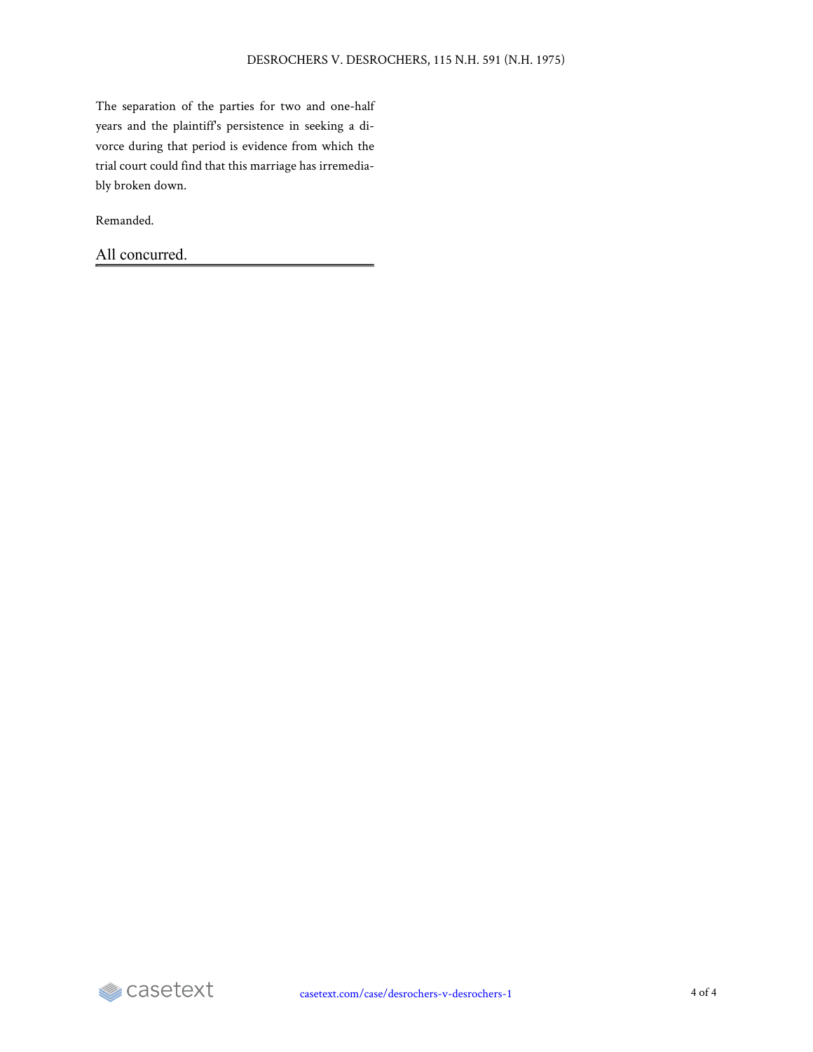The separation of the parties for two and one-half years and the plaintiff's persistence in seeking a divorce during that period is evidence from which the trial court could find that this marriage has irremediably broken down.

Remanded.

All concurred.